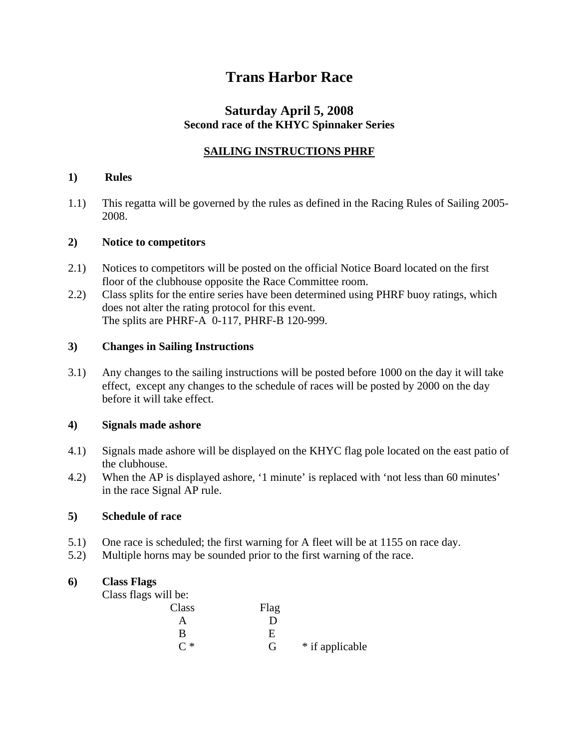# Trans Harbor Race

## Saturday April 5, 2008

### Second race of the KHYC Spinnaker Series

### SAILING INSTRUCTIONS PHRF

**1) Rules**

1.1) This regatta will be governed by the rules as defined in the Racing Rules of Sailing 2005-2008.

**2) Notice to competitors**

2.1) Notices to competitors will be posted on the official Notice Board located on the first floor of the clubhouse opposite the Race Committee room.

2.2) Class splits for the entire series have been determined using PHRF buoy ratings, which does not alter the rating protocol for this event.
The splits are PHRF-A 0-117, PHRF-B 120-999.

**3) Changes in Sailing Instructions**

3.1) Any changes to the sailing instructions will be posted before 1000 on the day it will take effect, except any changes to the schedule of races will be posted by 2000 on the day before it will take effect.

**4) Signals made ashore**

4.1) Signals made ashore will be displayed on the KHYC flag pole located on the east patio of the clubhouse.

4.2) When the AP is displayed ashore, '1 minute' is replaced with 'not less than 60 minutes' in the race Signal AP rule.

**5) Schedule of race**

5.1) One race is scheduled; the first warning for A fleet will be at 1155 on race day.

5.2) Multiple horns may be sounded prior to the first warning of the race.

**6) Class Flags**

Class flags will be:

| Class | Flag | |
|---|---|---|
| A | D | |
| B | E | |
| C * | G | * if applicable |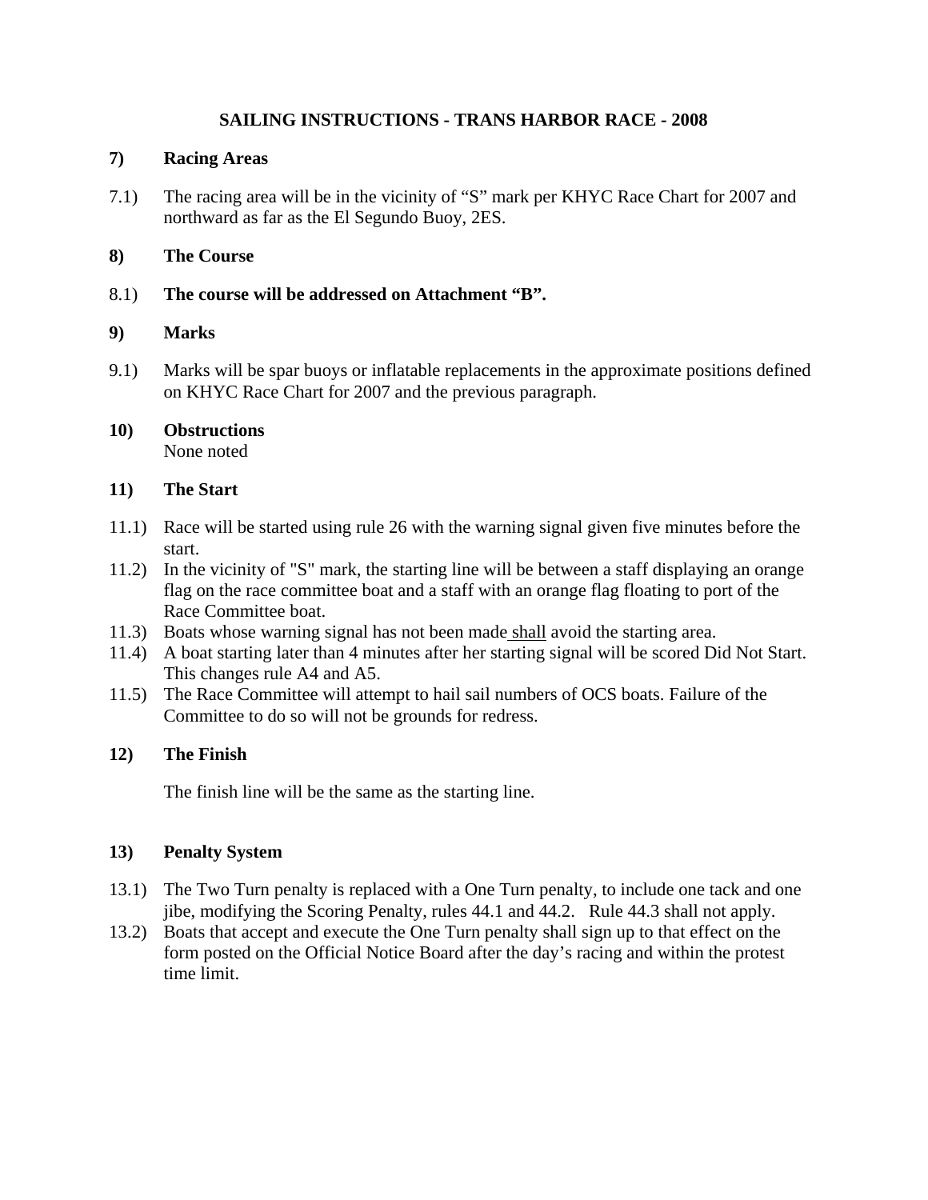# SAILING INSTRUCTIONS - TRANS HARBOR RACE - 2008

## 7) Racing Areas

7.1) The racing area will be in the vicinity of "S" mark per KHYC Race Chart for 2007 and northward as far as the El Segundo Buoy, 2ES.

## 8) The Course

8.1) **The course will be addressed on Attachment "B".**

## 9) Marks

9.1) Marks will be spar buoys or inflatable replacements in the approximate positions defined on KHYC Race Chart for 2007 and the previous paragraph.

## 10) Obstructions

None noted

## 11) The Start

11.1) Race will be started using rule 26 with the warning signal given five minutes before the start.

11.2) In the vicinity of "S" mark, the starting line will be between a staff displaying an orange flag on the race committee boat and a staff with an orange flag floating to port of the Race Committee boat.

11.3) Boats whose warning signal has not been made shall avoid the starting area.

11.4) A boat starting later than 4 minutes after her starting signal will be scored Did Not Start. This changes rule A4 and A5.

11.5) The Race Committee will attempt to hail sail numbers of OCS boats. Failure of the Committee to do so will not be grounds for redress.

## 12) The Finish

The finish line will be the same as the starting line.

## 13) Penalty System

13.1) The Two Turn penalty is replaced with a One Turn penalty, to include one tack and one jibe, modifying the Scoring Penalty, rules 44.1 and 44.2. Rule 44.3 shall not apply.

13.2) Boats that accept and execute the One Turn penalty shall sign up to that effect on the form posted on the Official Notice Board after the day's racing and within the protest time limit.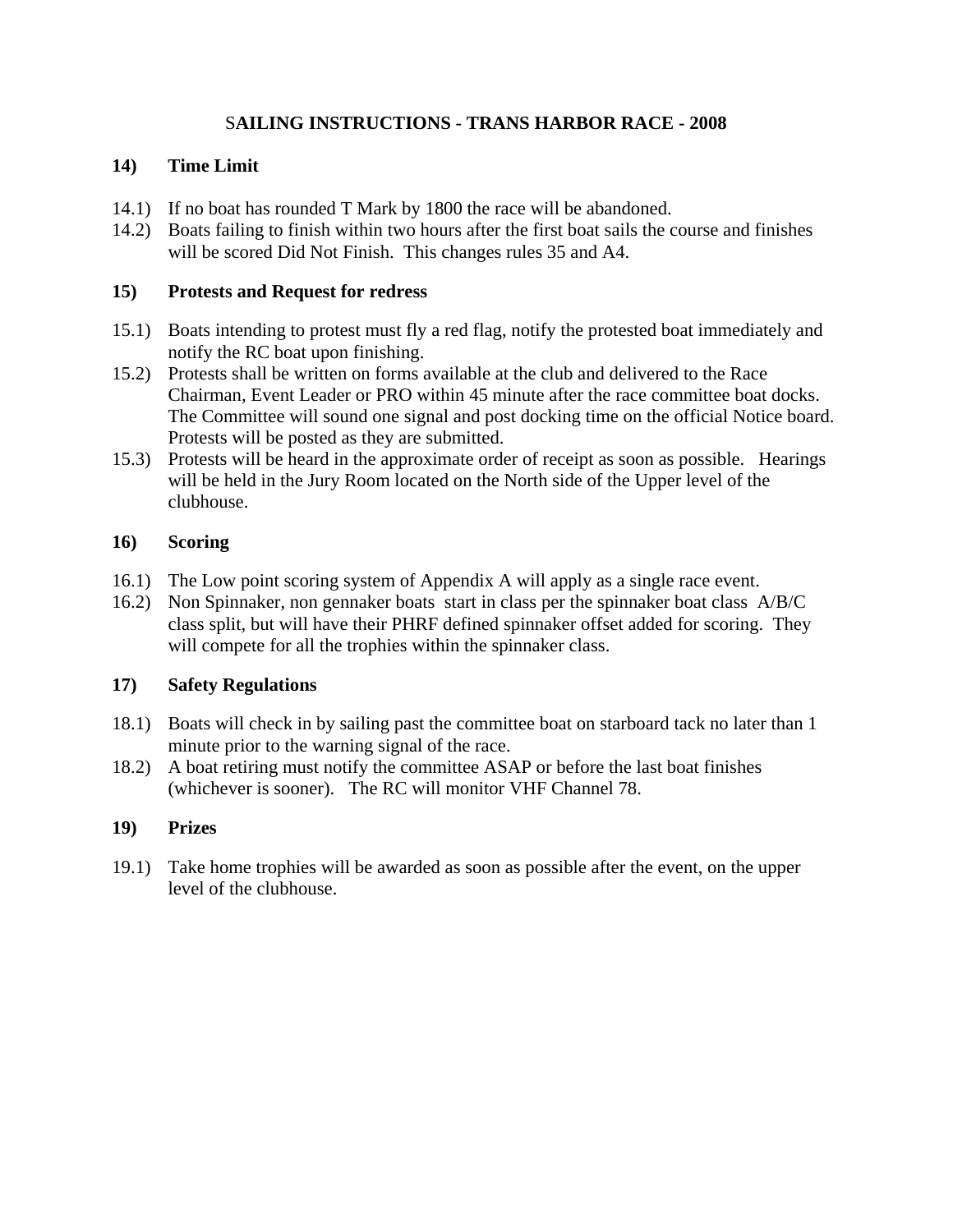## SAILING INSTRUCTIONS - TRANS HARBOR RACE - 2008

### 14) Time Limit

14.1) If no boat has rounded T Mark by 1800 the race will be abandoned.

14.2) Boats failing to finish within two hours after the first boat sails the course and finishes will be scored Did Not Finish. This changes rules 35 and A4.

### 15) Protests and Request for redress

15.1) Boats intending to protest must fly a red flag, notify the protested boat immediately and notify the RC boat upon finishing.

15.2) Protests shall be written on forms available at the club and delivered to the Race Chairman, Event Leader or PRO within 45 minute after the race committee boat docks. The Committee will sound one signal and post docking time on the official Notice board. Protests will be posted as they are submitted.

15.3) Protests will be heard in the approximate order of receipt as soon as possible. Hearings will be held in the Jury Room located on the North side of the Upper level of the clubhouse.

### 16) Scoring

16.1) The Low point scoring system of Appendix A will apply as a single race event.

16.2) Non Spinnaker, non gennaker boats start in class per the spinnaker boat class A/B/C class split, but will have their PHRF defined spinnaker offset added for scoring. They will compete for all the trophies within the spinnaker class.

### 17) Safety Regulations

18.1) Boats will check in by sailing past the committee boat on starboard tack no later than 1 minute prior to the warning signal of the race.

18.2) A boat retiring must notify the committee ASAP or before the last boat finishes (whichever is sooner). The RC will monitor VHF Channel 78.

### 19) Prizes

19.1) Take home trophies will be awarded as soon as possible after the event, on the upper level of the clubhouse.